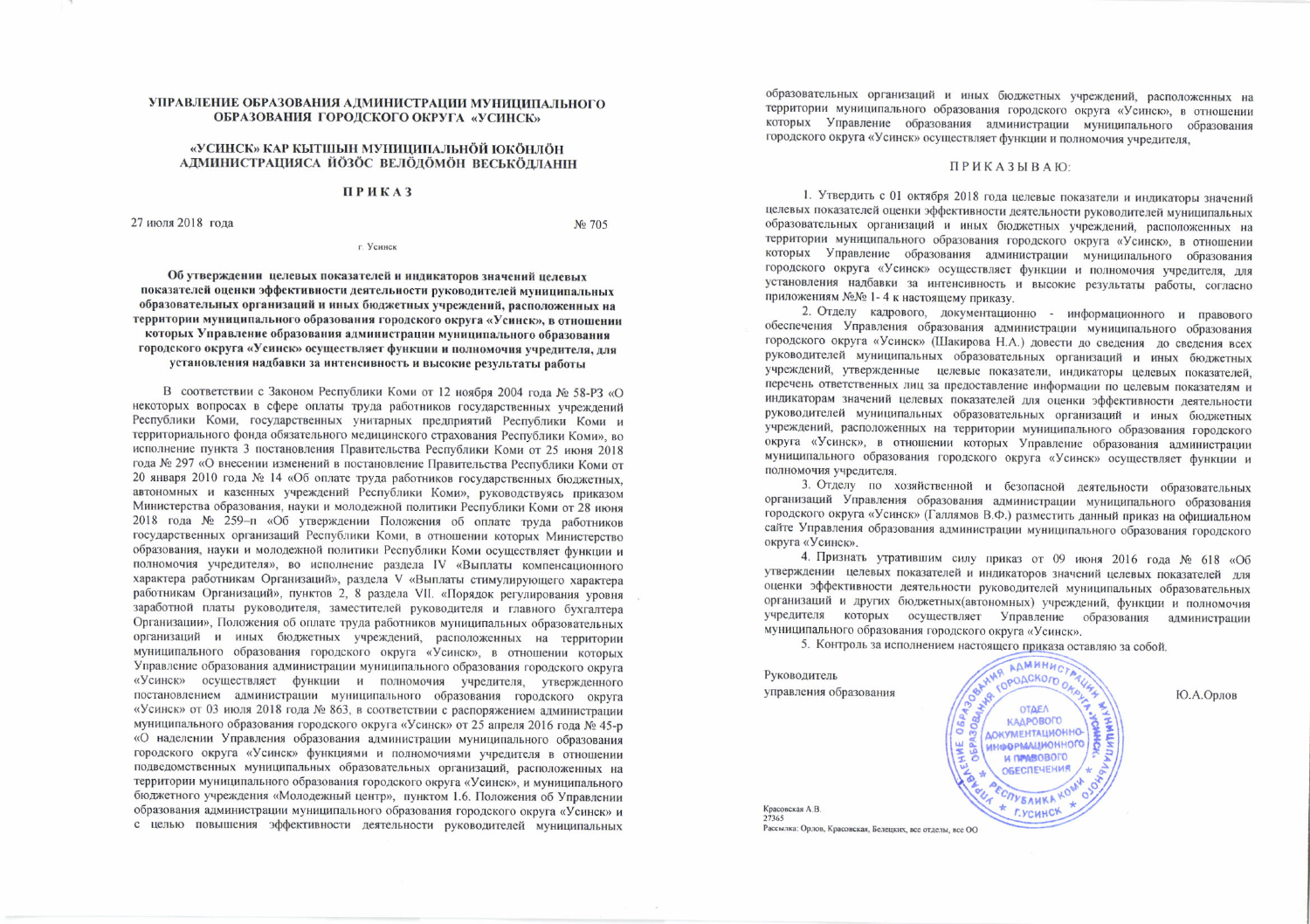**УПРАВЛЕНИЕ ОБРАЗОВАНИЯ АДМИНИСТРАЦИИ МУНИЦИПАЛЬНОГО ОБРАЗОВАНИЯ ГОРОДСКОГО ОКРУГА «УСИНСК»**

**«УСИНСК» КАР КЫТШЫН МУНИЦИПАЛЬНӦЙ ЮКӦНЛӦН АДМИНИСТРАЦИЯСА ЙӦЗӦС ВЕЛӦДӦМӦН ВЕСЬКӦДЛАНІН**

# ПРИКАЗ

27 июля 2018 года № 705

г. Усинск

**Об утверждении целевых показателей и индикаторов значений целевых показателей оценки эффективности деятельности руководителей муниципальных образовательных организаций и иных бюджетных учреждений, расположенных на территории муниципального образования городского округа «Усинск», в отношении которых Управление образования администрации муниципального образования городского округа «Усинск» осуществляет функции и полномочия учредителя, для установления надбавки за интенсивность и высокие результаты работы**

В соответствии с Законом Республики Коми от 12 ноября 2004 года № 58-РЗ «О некоторых вопросах в сфере оплаты труда работников государственных учреждений Республики Коми, государственных унитарных предприятий Республики Коми и территориального фонда обязательного медицинского страхования Республики Коми», во исполнение пункта 3 постановления Правительства Республики Коми от 25 июня 2018 года № 297 «О внесении изменений в постановление Правительства Республики Коми от 20 января 2010 года № 14 «Об оплате труда работников государственных бюджетных, автономных и казенных учреждений Республики Коми», руководствуясь приказом Министерства образования, науки и молодежной политики Республики Коми от 28 июня 2018 года № 259–п «Об утверждении Положения об оплате труда работников государственных организаций Республики Коми, в отношении которых Министерство образования, науки и молодежной политики Республики Коми осуществляет функции и полномочия учредителя», во исполнение раздела IV «Выплаты компенсационного характера работникам Организаций», раздела V «Выплаты стимулирующего характера работникам Организаций», пунктов 2, 8 раздела VII. «Порядок регулирования уровня заработной платы руководителя, заместителей руководителя и главного бухгалтера Организации», Положения об оплате труда работников муниципальных образовательных организаций и иных бюджетных учреждений, расположенных на территории муниципального образования городского округа «Усинск», в отношении которых Управление образования администрации муниципального образования городского округа «Усинск» осуществляет функции и полномочия учредителя, утвержденного постановлением администрации муниципального образования городского округа «Усинск» от 03 июля 2018 года № 863, в соответствии с распоряжением администрации муниципального образования городского округа «Усинск» от 25 апреля 2016 года № 45-р «О наделении Управления образования администрации муниципального образования городского округа «Усинск» функциями и полномочиями учредителя в отношении подведомственных муниципальных образовательных организаций, расположенных на территории муниципального образования городского округа «Усинск», и муниципального бюджетного учреждения «Молодежный центр», пунктом 1.6. Положения об Управлении образования администрации муниципального образования городского округа «Усинск» и с целью повышения эффективности деятельности руководителей муниципальных образовательных организаций и иных бюджетных учреждений, расположенных на территории муниципального образования городского округа «Усинск», в отношении которых Управление образования администрации муниципального образования городского округа «Усинск» осуществляет функции и полномочия учредителя,

ПРИКАЗЫВАЮ:

1. Утвердить с 01 октября 2018 года целевые показатели и индикаторы значений целевых показателей оценки эффективности деятельности руководителей муниципальных образовательных организаций и иных бюджетных учреждений, расположенных на территории муниципального образования городского округа «Усинск», в отношении которых Управление образования администрации муниципального образования городского округа «Усинск» осуществляет функции и полномочия учредителя, для установления надбавки за интенсивность и высокие результаты работы, согласно приложениям №№ 1- 4 к настоящему приказу.

2. Отделу кадрового, документационно - информационного и правового обеспечения Управления образования администрации муниципального образования городского округа «Усинск» (Шакирова Н.А.) довести до сведения до сведения всех руководителей муниципальных образовательных организаций и иных бюджетных учреждений, утвержденные целевые показатели, индикаторы целевых показателей, перечень ответственных лиц за предоставление информации по целевым показателям и индикаторам значений целевых показателей для оценки эффективности деятельности руководителей муниципальных образовательных организаций и иных бюджетных учреждений, расположенных на территории муниципального образования городского округа «Усинск», в отношении которых Управление образования администрации муниципального образования городского округа «Усинск» осуществляет функции и полномочия учредителя.

3. Отделу по хозяйственной и безопасной деятельности образовательных организаций Управления образования администрации муниципального образования городского округа «Усинск» (Галлямов В.Ф.) разместить данный приказ на официальном сайте Управления образования администрации муниципального образования городского округа «Усинск».

4. Признать утратившим силу приказ от 09 июня 2016 года № 618 «Об утверждении целевых показателей и индикаторов значений целевых показателей для оценки эффективности деятельности руководителей муниципальных образовательных организаций и других бюджетных(автономных) учреждений, функции и полномочия учредителя которых осуществляет Управление образования администрации муниципального образования городского округа «Усинск».

5. Контроль за исполнением настоящего приказа оставляю за собой.

Руководитель
управления образования Ю.А.Орлов

Красовская А.В.
27365
Рассылка: Орлов, Красовская, Белецких, все отделы, все ОО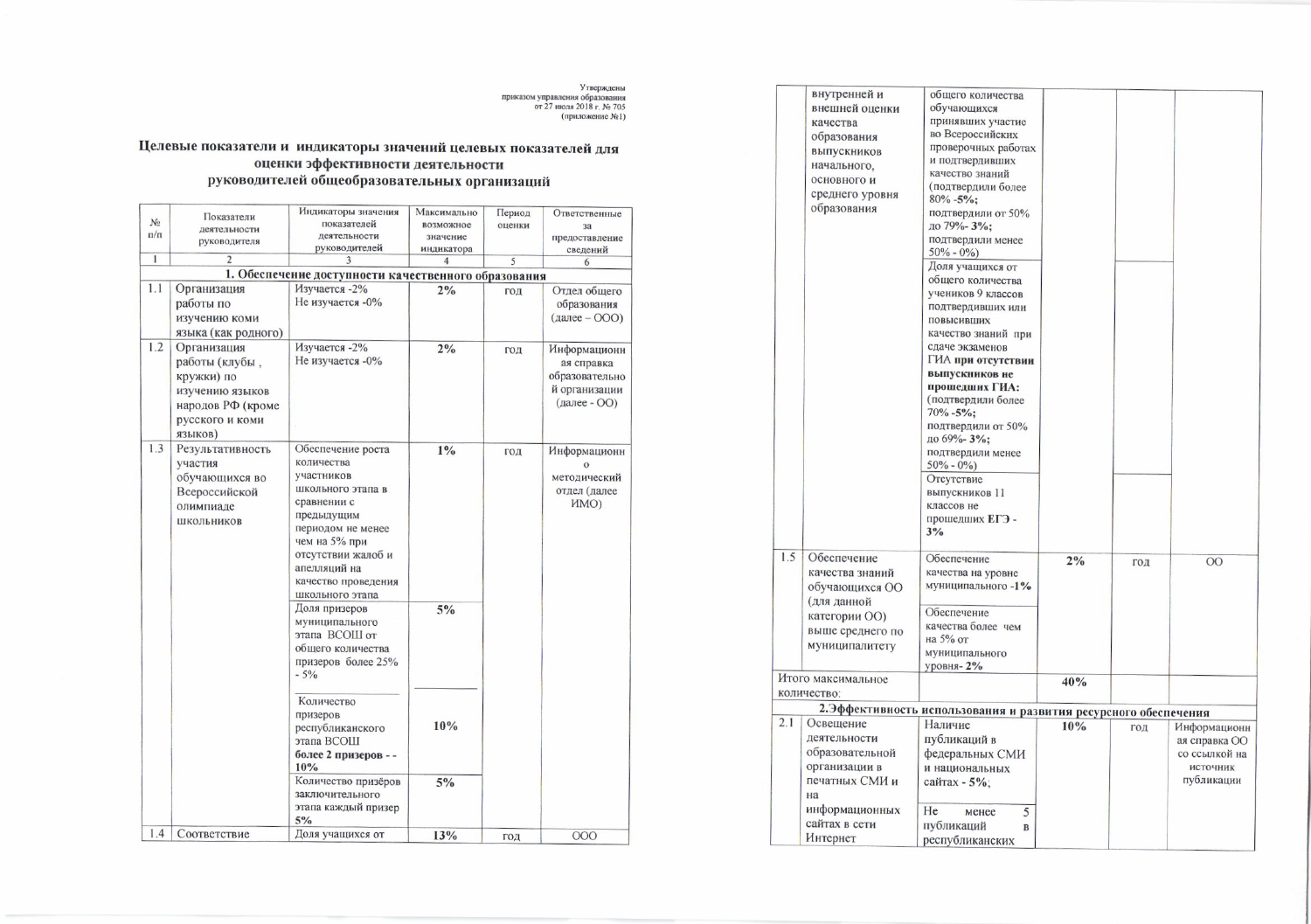Утверждены
приказом управления образования
от 27 июля 2018 г. № 705
(приложение №1)

# Целевые показатели и индикаторы значений целевых показателей для оценки эффективности деятельности руководителей общеобразовательных организаций

| № п/п | Показатели деятельности руководителя | Индикаторы значения показателей деятельности руководителей | Максимально возможное значение индикатора | Период оценки | Ответственные за предоставление сведений |
|---|---|---|---|---|---|
| 1 | 2 | 3 | 4 | 5 | 6 |
| **1. Обеспечение доступности качественного образования** | | | | | |
| 1.1 | Организация работы по изучению коми языка (как родного) | Изучается -2%<br>Не изучается -0% | **2%** | год | Отдел общего образования (далее – ООО) |
| 1.2 | Организация работы (клубы , кружки) по изучению языков народов РФ (кроме русского и коми языков) | Изучается -2%<br>Не изучается -0% | **2%** | год | Информационная справка образовательной организации (далее - ОО) |
| 1.3 | Результативность участия обучающихся во Всероссийской олимпиаде школьников | Обеспечение роста количества участников школьного этапа в сравнении с предыдущим периодом не менее чем на 5% при отсутствии жалоб и апелляций на качество проведения школьного этапа | **1%** | год | Информационно методический отдел (далее ИМО) |
| | | Доля призеров муниципального этапа ВСОШ от общего количества призеров более 25% - 5% | **5%** | | |
| | | Количество призеров республиканского этапа ВСОШ **более 2 призеров - - 10%** | **10%** | | |
| | | Количество призёров заключительного этапа каждый призер **5%** | **5%** | | |
| 1.4 | Соответствие внутренней и внешней оценки качества образования выпускников начального, основного и среднего уровня образования | Доля учащихся от общего количества обучающихся принявших участие во Всероссийских проверочных работах и подтвердивших качество знаний (подтвердили более 80% **-5%;** подтвердили от 50% до 79%- **3%;** подтвердили менее 50% - 0%) | **13%** | год | ООО |
| | | Доля учащихся от общего количества учеников 9 классов подтвердивших или повысивших качество знаний при сдаче экзаменов ГИА **при отсутствии выпускников не прошедших ГИА:** (подтвердили более 70% **-5%;** подтвердили от 50% до 69%- **3%;** подтвердили менее 50% - 0%) | | | |
| | | Отсутствие выпускников 11 классов не прошедших **ЕГЭ - 3%** | | | |
| 1.5 | Обеспечение качества знаний обучающихся ОО (для данной категории ОО) выше среднего по муниципалитету | Обеспечение качества на уровне муниципального **-1%** | **2%** | год | ОО |
| | | Обеспечение качества более чем на 5% от муниципального уровня- **2%** | | | |
| Итого максимальное количество: | | | **40%** | | |
| **2.Эффективность использования и развития ресурсного обеспечения** | | | | | |
| 2.1 | Освещение деятельности образовательной организации в печатных СМИ и на информационных сайтах в сети Интернет | Наличие публикаций в федеральных СМИ и национальных сайтах - 5%; | **10%** | год | Информационная справка ОО со ссылкой на источник публикации |
| | | Не менее 5 публикаций в республиканских | | | |